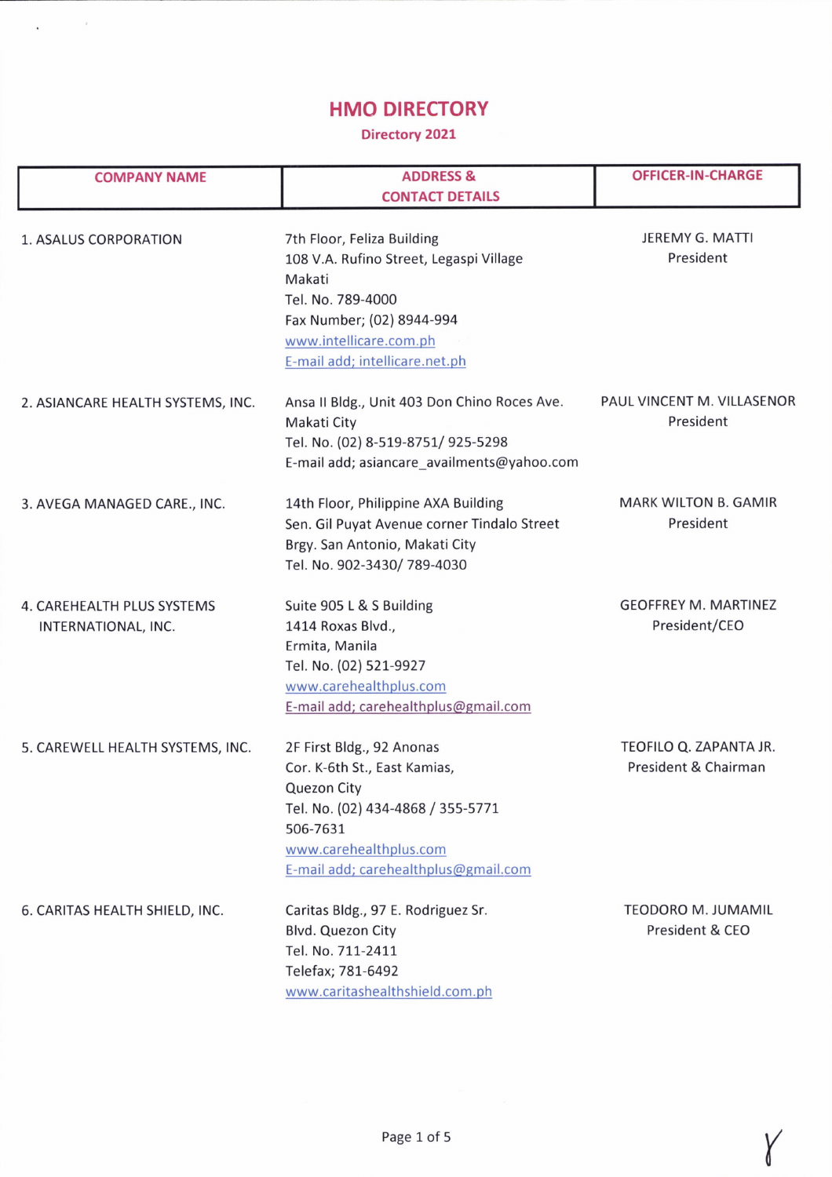# HMO DIRECTORY

## Directory 2021

| COMPANY NAME | ADDRESS & CONTACT DETAILS | OFFICER-IN-CHARGE |
|---|---|---|
| 1. ASALUS CORPORATION | 7th Floor, Feliza Building<br>108 V.A. Rufino Street, Legaspi Village<br>Makati<br>Tel. No. 789-4000<br>Fax Number; (02) 8944-994<br>www.intellicare.com.ph<br>E-mail add; intellicare.net.ph | JEREMY G. MATTI<br>President |
| 2. ASIANCARE HEALTH SYSTEMS, INC. | Ansa II Bldg., Unit 403 Don Chino Roces Ave.<br>Makati City<br>Tel. No. (02) 8-519-8751/ 925-5298<br>E-mail add; asiancare_availments@yahoo.com | PAUL VINCENT M. VILLASENOR<br>President |
| 3. AVEGA MANAGED CARE., INC. | 14th Floor, Philippine AXA Building<br>Sen. Gil Puyat Avenue corner Tindalo Street<br>Brgy. San Antonio, Makati City<br>Tel. No. 902-3430/ 789-4030 | MARK WILTON B. GAMIR<br>President |
| 4. CAREHEALTH PLUS SYSTEMS INTERNATIONAL, INC. | Suite 905 L & S Building<br>1414 Roxas Blvd.,<br>Ermita, Manila<br>Tel. No. (02) 521-9927<br>www.carehealthplus.com<br>E-mail add; carehealthplus@gmail.com | GEOFFREY M. MARTINEZ<br>President/CEO |
| 5. CAREWELL HEALTH SYSTEMS, INC. | 2F First Bldg., 92 Anonas<br>Cor. K-6th St., East Kamias,<br>Quezon City<br>Tel. No. (02) 434-4868 / 355-5771<br>506-7631<br>www.carehealthplus.com<br>E-mail add; carehealthplus@gmail.com | TEOFILO Q. ZAPANTA JR.<br>President & Chairman |
| 6. CARITAS HEALTH SHIELD, INC. | Caritas Bldg., 97 E. Rodriguez Sr.<br>Blvd. Quezon City<br>Tel. No. 711-2411<br>Telefax; 781-6492<br>www.caritashealthshield.com.ph | TEODORO M. JUMAMIL<br>President & CEO |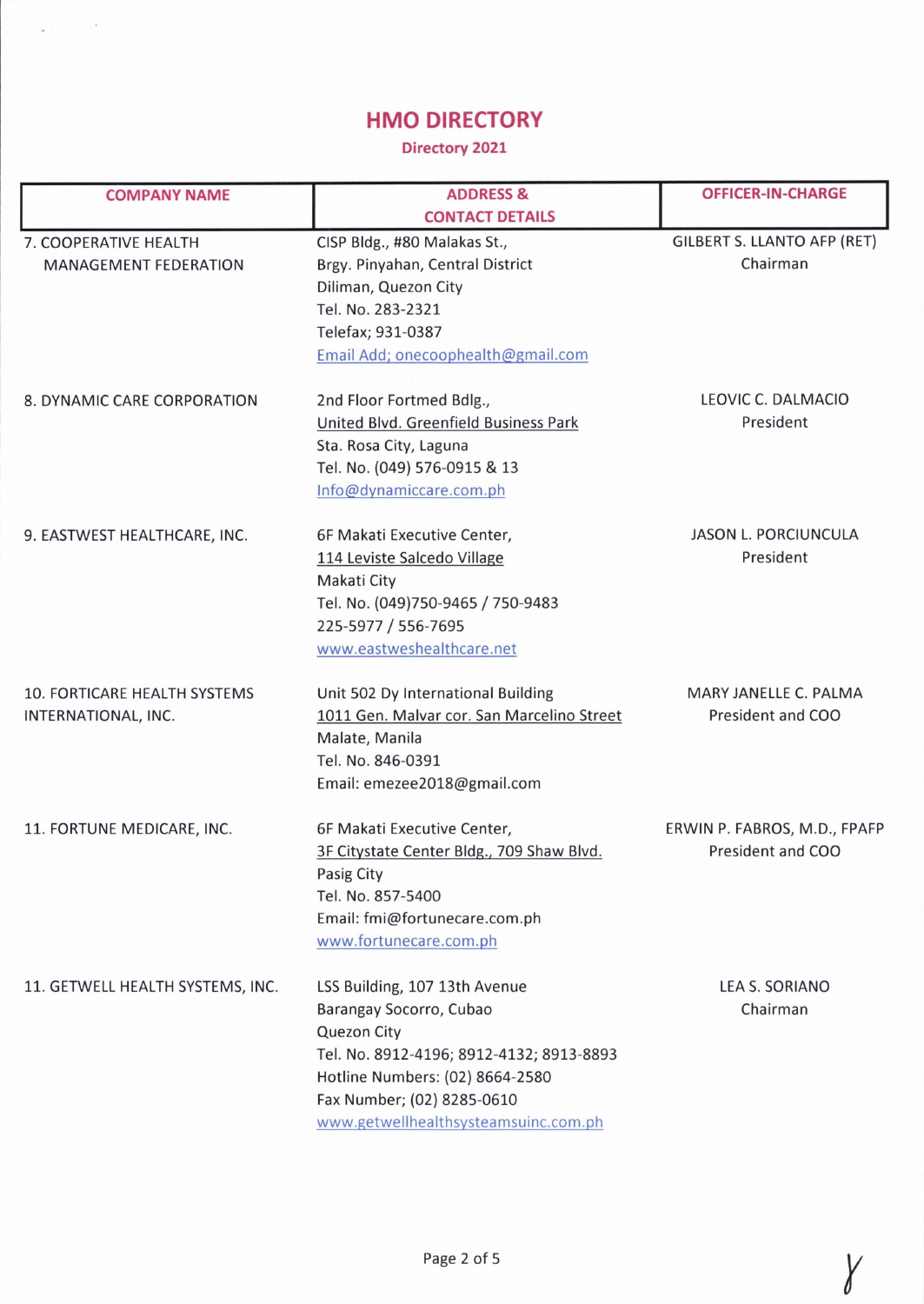# HMO DIRECTORY

## Directory 2021

| COMPANY NAME | ADDRESS & CONTACT DETAILS | OFFICER-IN-CHARGE |
|---|---|---|
| 7. COOPERATIVE HEALTH MANAGEMENT FEDERATION | CISP Bldg., #80 Malakas St.,<br>Brgy. Pinyahan, Central District<br>Diliman, Quezon City<br>Tel. No. 283-2321<br>Telefax; 931-0387<br>Email Add; onecoophealth@gmail.com | GILBERT S. LLANTO AFP (RET)<br>Chairman |
| 8. DYNAMIC CARE CORPORATION | 2nd Floor Fortmed Bdlg.,<br>United Blvd. Greenfield Business Park<br>Sta. Rosa City, Laguna<br>Tel. No. (049) 576-0915 & 13<br>Info@dynamiccare.com.ph | LEOVIC C. DALMACIO<br>President |
| 9. EASTWEST HEALTHCARE, INC. | 6F Makati Executive Center,<br>114 Leviste Salcedo Village<br>Makati City<br>Tel. No. (049)750-9465 / 750-9483<br>225-5977 / 556-7695<br>www.eastweshealthcare.net | JASON L. PORCIUNCULA<br>President |
| 10. FORTICARE HEALTH SYSTEMS INTERNATIONAL, INC. | Unit 502 Dy International Building<br>1011 Gen. Malvar cor. San Marcelino Street<br>Malate, Manila<br>Tel. No. 846-0391<br>Email: emezee2018@gmail.com | MARY JANELLE C. PALMA<br>President and COO |
| 11. FORTUNE MEDICARE, INC. | 6F Makati Executive Center,<br>3F Citystate Center Bldg., 709 Shaw Blvd.<br>Pasig City<br>Tel. No. 857-5400<br>Email: fmi@fortunecare.com.ph<br>www.fortunecare.com.ph | ERWIN P. FABROS, M.D., FPAFP<br>President and COO |
| 11. GETWELL HEALTH SYSTEMS, INC. | LSS Building, 107 13th Avenue<br>Barangay Socorro, Cubao<br>Quezon City<br>Tel. No. 8912-4196; 8912-4132; 8913-8893<br>Hotline Numbers: (02) 8664-2580<br>Fax Number; (02) 8285-0610<br>www.getwellhealthsysteamsuinc.com.ph | LEA S. SORIANO<br>Chairman |